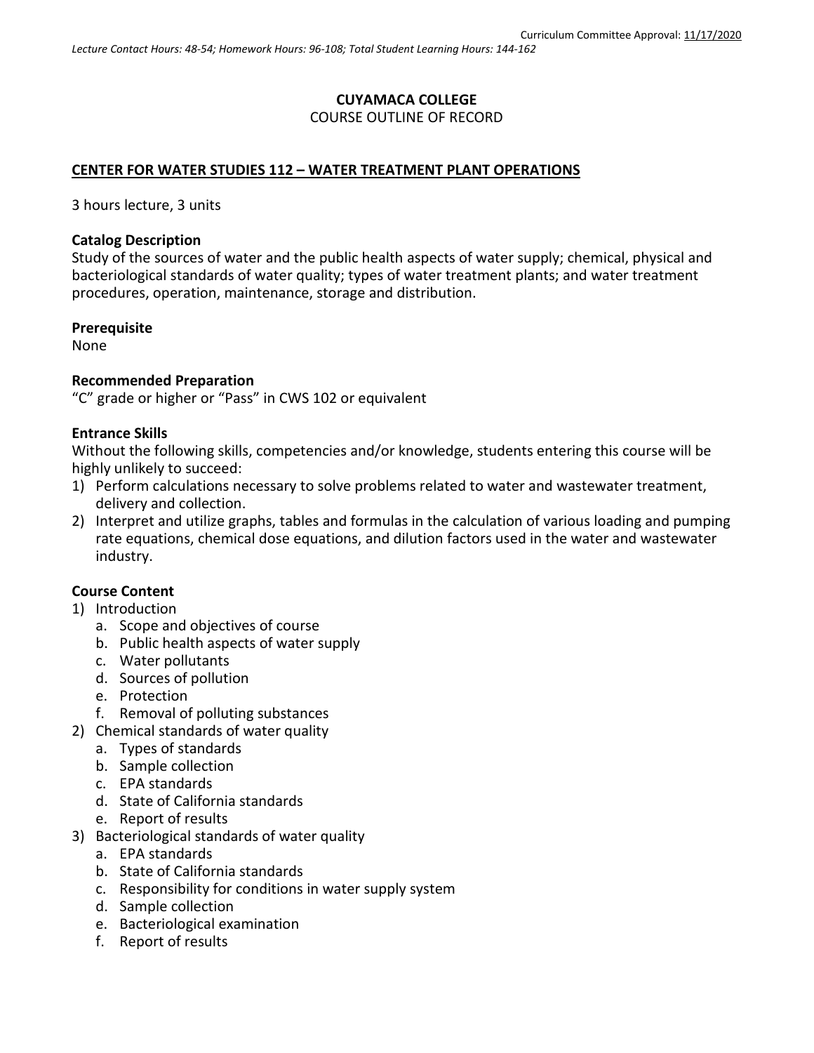Curriculum Committee Approval: 11/17/2020

*Lecture Contact Hours: 48-54; Homework Hours: 96-108; Total Student Learning Hours: 144-162*

**CUYAMACA COLLEGE**
COURSE OUTLINE OF RECORD

**CENTER FOR WATER STUDIES 112 – WATER TREATMENT PLANT OPERATIONS**

3 hours lecture, 3 units

**Catalog Description**
Study of the sources of water and the public health aspects of water supply; chemical, physical and bacteriological standards of water quality; types of water treatment plants; and water treatment procedures, operation, maintenance, storage and distribution.

**Prerequisite**
None

**Recommended Preparation**
"C" grade or higher or "Pass" in CWS 102 or equivalent

**Entrance Skills**
Without the following skills, competencies and/or knowledge, students entering this course will be highly unlikely to succeed:

1) Perform calculations necessary to solve problems related to water and wastewater treatment, delivery and collection.
2) Interpret and utilize graphs, tables and formulas in the calculation of various loading and pumping rate equations, chemical dose equations, and dilution factors used in the water and wastewater industry.

**Course Content**

1) Introduction
   a. Scope and objectives of course
   b. Public health aspects of water supply
   c. Water pollutants
   d. Sources of pollution
   e. Protection
   f. Removal of polluting substances
2) Chemical standards of water quality
   a. Types of standards
   b. Sample collection
   c. EPA standards
   d. State of California standards
   e. Report of results
3) Bacteriological standards of water quality
   a. EPA standards
   b. State of California standards
   c. Responsibility for conditions in water supply system
   d. Sample collection
   e. Bacteriological examination
   f. Report of results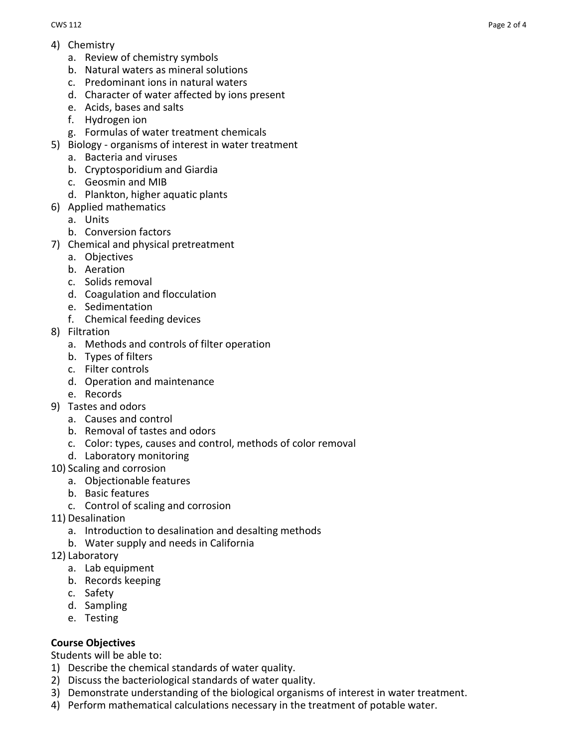4) Chemistry
    a. Review of chemistry symbols
    b. Natural waters as mineral solutions
    c. Predominant ions in natural waters
    d. Character of water affected by ions present
    e. Acids, bases and salts
    f. Hydrogen ion
    g. Formulas of water treatment chemicals
5) Biology - organisms of interest in water treatment
    a. Bacteria and viruses
    b. Cryptosporidium and Giardia
    c. Geosmin and MIB
    d. Plankton, higher aquatic plants
6) Applied mathematics
    a. Units
    b. Conversion factors
7) Chemical and physical pretreatment
    a. Objectives
    b. Aeration
    c. Solids removal
    d. Coagulation and flocculation
    e. Sedimentation
    f. Chemical feeding devices
8) Filtration
    a. Methods and controls of filter operation
    b. Types of filters
    c. Filter controls
    d. Operation and maintenance
    e. Records
9) Tastes and odors
    a. Causes and control
    b. Removal of tastes and odors
    c. Color: types, causes and control, methods of color removal
    d. Laboratory monitoring
10) Scaling and corrosion
    a. Objectionable features
    b. Basic features
    c. Control of scaling and corrosion
11) Desalination
    a. Introduction to desalination and desalting methods
    b. Water supply and needs in California
12) Laboratory
    a. Lab equipment
    b. Records keeping
    c. Safety
    d. Sampling
    e. Testing

**Course Objectives**

Students will be able to:

1) Describe the chemical standards of water quality.
2) Discuss the bacteriological standards of water quality.
3) Demonstrate understanding of the biological organisms of interest in water treatment.
4) Perform mathematical calculations necessary in the treatment of potable water.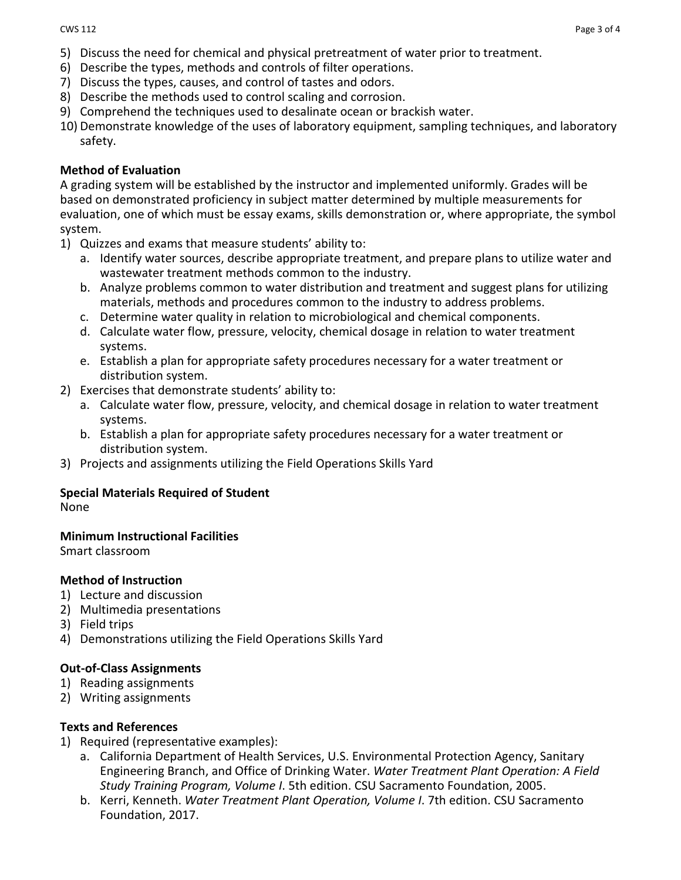5) Discuss the need for chemical and physical pretreatment of water prior to treatment.
6) Describe the types, methods and controls of filter operations.
7) Discuss the types, causes, and control of tastes and odors.
8) Describe the methods used to control scaling and corrosion.
9) Comprehend the techniques used to desalinate ocean or brackish water.
10) Demonstrate knowledge of the uses of laboratory equipment, sampling techniques, and laboratory safety.

**Method of Evaluation**

A grading system will be established by the instructor and implemented uniformly. Grades will be based on demonstrated proficiency in subject matter determined by multiple measurements for evaluation, one of which must be essay exams, skills demonstration or, where appropriate, the symbol system.

1) Quizzes and exams that measure students' ability to:
   a. Identify water sources, describe appropriate treatment, and prepare plans to utilize water and wastewater treatment methods common to the industry.
   b. Analyze problems common to water distribution and treatment and suggest plans for utilizing materials, methods and procedures common to the industry to address problems.
   c. Determine water quality in relation to microbiological and chemical components.
   d. Calculate water flow, pressure, velocity, chemical dosage in relation to water treatment systems.
   e. Establish a plan for appropriate safety procedures necessary for a water treatment or distribution system.
2) Exercises that demonstrate students' ability to:
   a. Calculate water flow, pressure, velocity, and chemical dosage in relation to water treatment systems.
   b. Establish a plan for appropriate safety procedures necessary for a water treatment or distribution system.
3) Projects and assignments utilizing the Field Operations Skills Yard

**Special Materials Required of Student**

None

**Minimum Instructional Facilities**

Smart classroom

**Method of Instruction**

1) Lecture and discussion
2) Multimedia presentations
3) Field trips
4) Demonstrations utilizing the Field Operations Skills Yard

**Out-of-Class Assignments**

1) Reading assignments
2) Writing assignments

**Texts and References**

1) Required (representative examples):
   a. California Department of Health Services, U.S. Environmental Protection Agency, Sanitary Engineering Branch, and Office of Drinking Water. *Water Treatment Plant Operation: A Field Study Training Program, Volume I*. 5th edition. CSU Sacramento Foundation, 2005.
   b. Kerri, Kenneth. *Water Treatment Plant Operation, Volume I*. 7th edition. CSU Sacramento Foundation, 2017.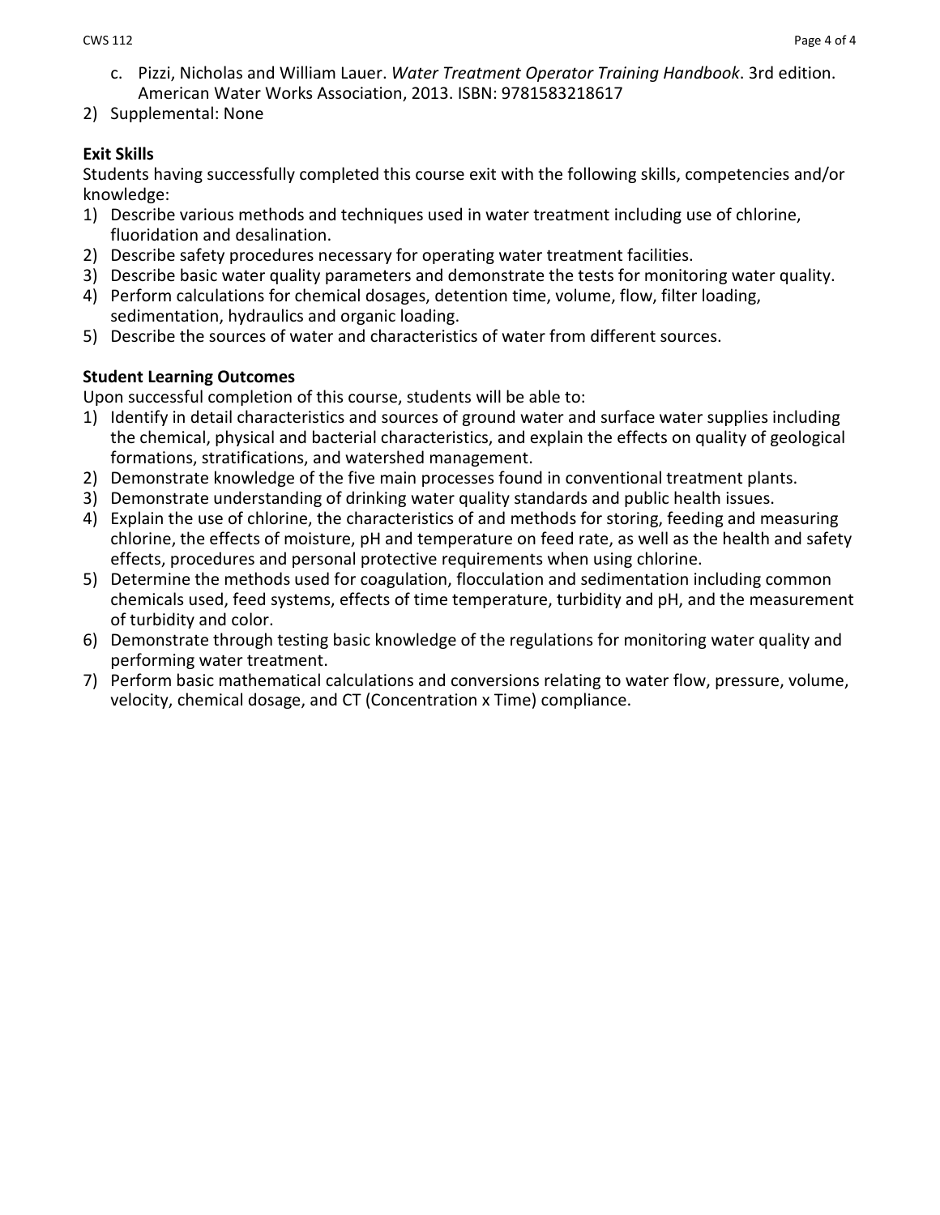c. Pizzi, Nicholas and William Lauer. *Water Treatment Operator Training Handbook*. 3rd edition. American Water Works Association, 2013. ISBN: 9781583218617
2) Supplemental: None

**Exit Skills**

Students having successfully completed this course exit with the following skills, competencies and/or knowledge:

1) Describe various methods and techniques used in water treatment including use of chlorine, fluoridation and desalination.
2) Describe safety procedures necessary for operating water treatment facilities.
3) Describe basic water quality parameters and demonstrate the tests for monitoring water quality.
4) Perform calculations for chemical dosages, detention time, volume, flow, filter loading, sedimentation, hydraulics and organic loading.
5) Describe the sources of water and characteristics of water from different sources.

**Student Learning Outcomes**

Upon successful completion of this course, students will be able to:

1) Identify in detail characteristics and sources of ground water and surface water supplies including the chemical, physical and bacterial characteristics, and explain the effects on quality of geological formations, stratifications, and watershed management.
2) Demonstrate knowledge of the five main processes found in conventional treatment plants.
3) Demonstrate understanding of drinking water quality standards and public health issues.
4) Explain the use of chlorine, the characteristics of and methods for storing, feeding and measuring chlorine, the effects of moisture, pH and temperature on feed rate, as well as the health and safety effects, procedures and personal protective requirements when using chlorine.
5) Determine the methods used for coagulation, flocculation and sedimentation including common chemicals used, feed systems, effects of time temperature, turbidity and pH, and the measurement of turbidity and color.
6) Demonstrate through testing basic knowledge of the regulations for monitoring water quality and performing water treatment.
7) Perform basic mathematical calculations and conversions relating to water flow, pressure, volume, velocity, chemical dosage, and CT (Concentration x Time) compliance.